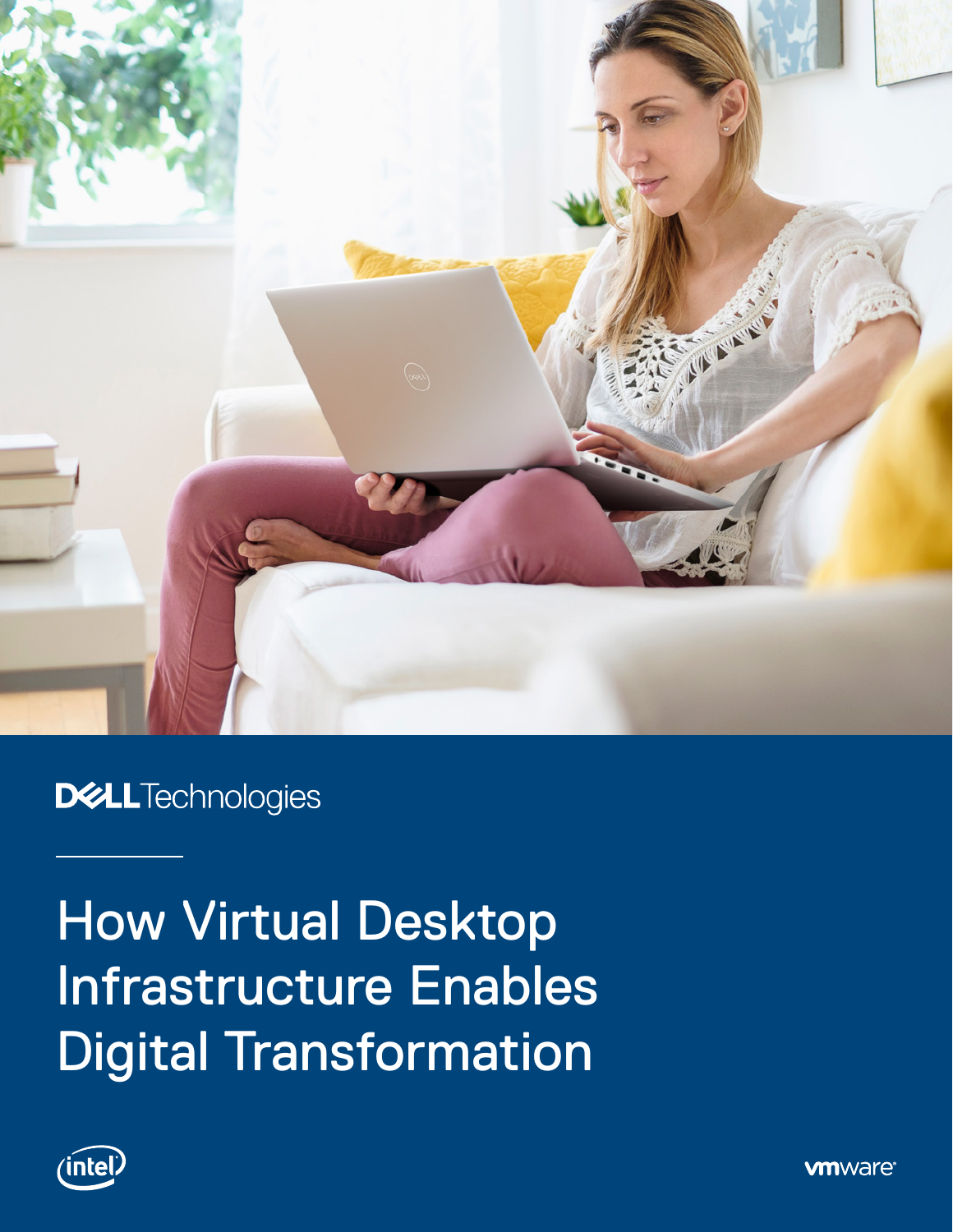DELL Technologies

# How Virtual Desktop Infrastructure Enables Digital Transformation

intel

vmware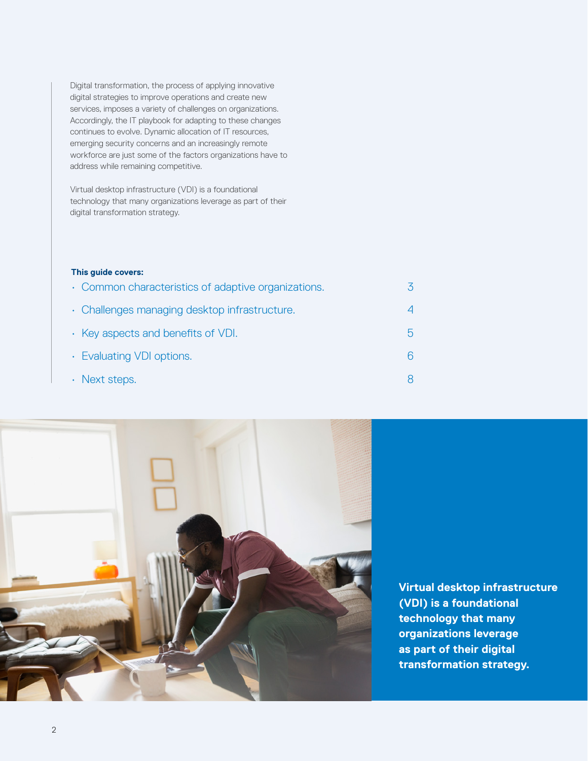Digital transformation, the process of applying innovative digital strategies to improve operations and create new services, imposes a variety of challenges on organizations. Accordingly, the IT playbook for adapting to these changes continues to evolve. Dynamic allocation of IT resources, emerging security concerns and an increasingly remote workforce are just some of the factors organizations have to address while remaining competitive.

Virtual desktop infrastructure (VDI) is a foundational technology that many organizations leverage as part of their digital transformation strategy.

**This guide covers:**

- Common characteristics of adaptive organizations. 3
- Challenges managing desktop infrastructure. 4
- Key aspects and benefits of VDI. 5
- Evaluating VDI options. 6
- Next steps. 8

**Virtual desktop infrastructure (VDI) is a foundational technology that many organizations leverage as part of their digital transformation strategy.**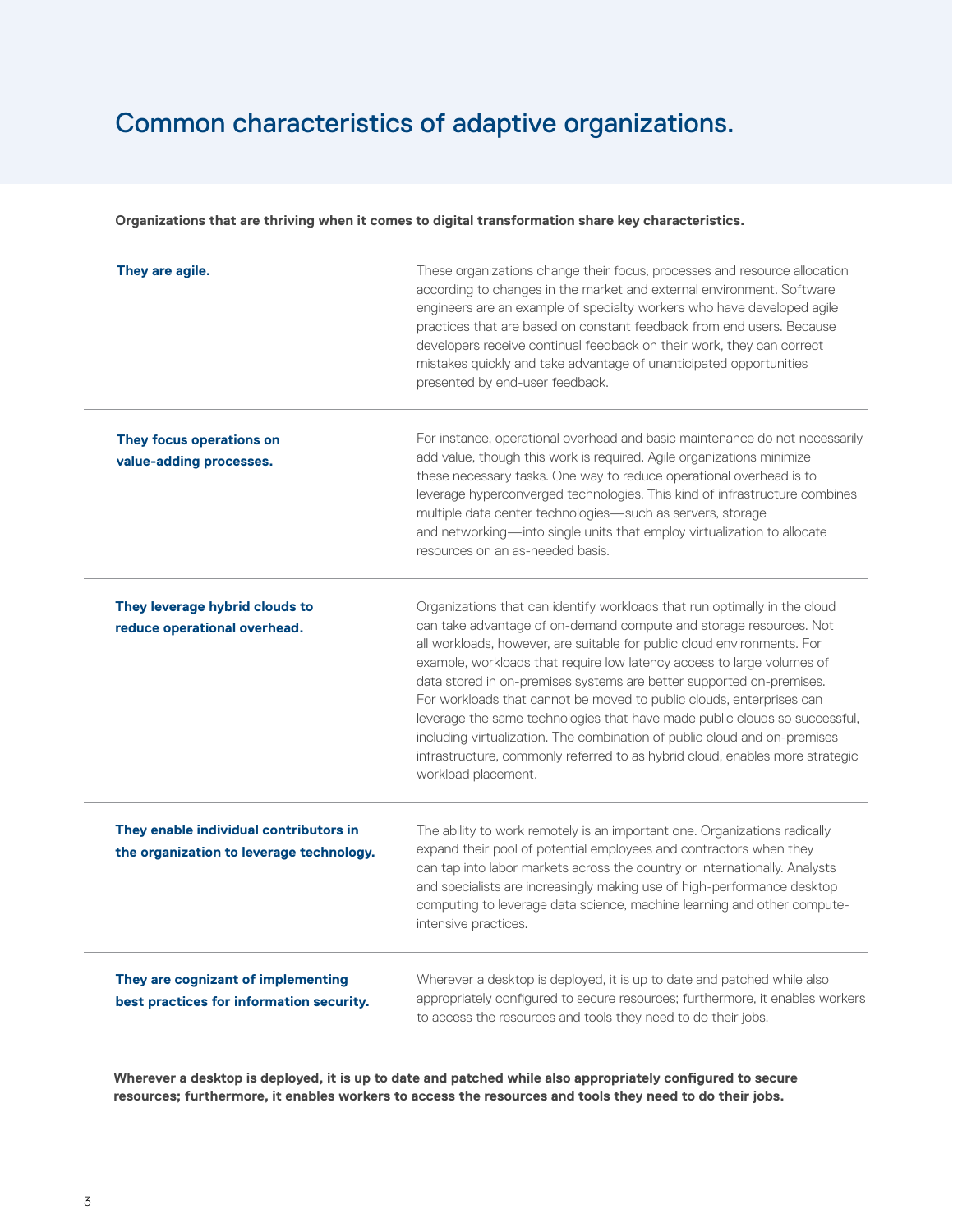# Common characteristics of adaptive organizations.

**Organizations that are thriving when it comes to digital transformation share key characteristics.**

| | |
|---|---|
| **They are agile.** | These organizations change their focus, processes and resource allocation according to changes in the market and external environment. Software engineers are an example of specialty workers who have developed agile practices that are based on constant feedback from end users. Because developers receive continual feedback on their work, they can correct mistakes quickly and take advantage of unanticipated opportunities presented by end-user feedback. |
| **They focus operations on value-adding processes.** | For instance, operational overhead and basic maintenance do not necessarily add value, though this work is required. Agile organizations minimize these necessary tasks. One way to reduce operational overhead is to leverage hyperconverged technologies. This kind of infrastructure combines multiple data center technologies—such as servers, storage and networking—into single units that employ virtualization to allocate resources on an as-needed basis. |
| **They leverage hybrid clouds to reduce operational overhead.** | Organizations that can identify workloads that run optimally in the cloud can take advantage of on-demand compute and storage resources. Not all workloads, however, are suitable for public cloud environments. For example, workloads that require low latency access to large volumes of data stored in on-premises systems are better supported on-premises. For workloads that cannot be moved to public clouds, enterprises can leverage the same technologies that have made public clouds so successful, including virtualization. The combination of public cloud and on-premises infrastructure, commonly referred to as hybrid cloud, enables more strategic workload placement. |
| **They enable individual contributors in the organization to leverage technology.** | The ability to work remotely is an important one. Organizations radically expand their pool of potential employees and contractors when they can tap into labor markets across the country or internationally. Analysts and specialists are increasingly making use of high-performance desktop computing to leverage data science, machine learning and other compute-intensive practices. |
| **They are cognizant of implementing best practices for information security.** | Wherever a desktop is deployed, it is up to date and patched while also appropriately configured to secure resources; furthermore, it enables workers to access the resources and tools they need to do their jobs. |

**Wherever a desktop is deployed, it is up to date and patched while also appropriately configured to secure resources; furthermore, it enables workers to access the resources and tools they need to do their jobs.**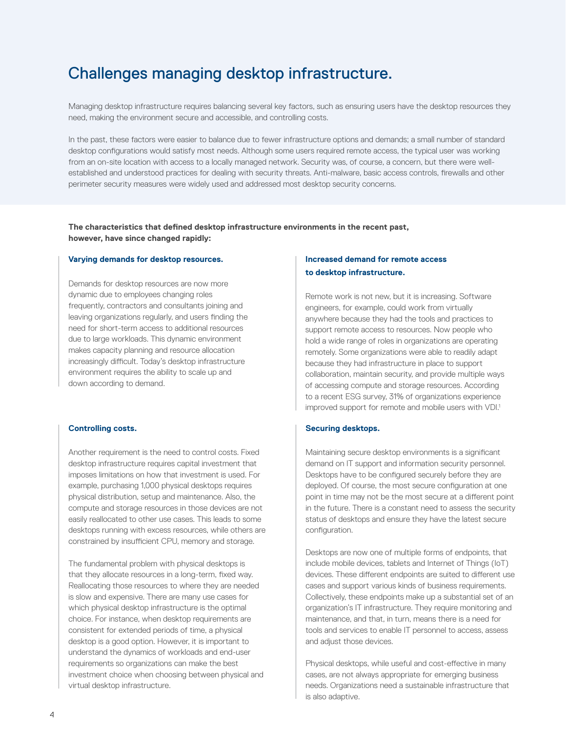# Challenges managing desktop infrastructure.

Managing desktop infrastructure requires balancing several key factors, such as ensuring users have the desktop resources they need, making the environment secure and accessible, and controlling costs.

In the past, these factors were easier to balance due to fewer infrastructure options and demands; a small number of standard desktop configurations would satisfy most needs. Although some users required remote access, the typical user was working from an on-site location with access to a locally managed network. Security was, of course, a concern, but there were well-established and understood practices for dealing with security threats. Anti-malware, basic access controls, firewalls and other perimeter security measures were widely used and addressed most desktop security concerns.

**The characteristics that defined desktop infrastructure environments in the recent past, however, have since changed rapidly:**

### Varying demands for desktop resources.

Demands for desktop resources are now more dynamic due to employees changing roles frequently, contractors and consultants joining and leaving organizations regularly, and users finding the need for short-term access to additional resources due to large workloads. This dynamic environment makes capacity planning and resource allocation increasingly difficult. Today's desktop infrastructure environment requires the ability to scale up and down according to demand.

### Controlling costs.

Another requirement is the need to control costs. Fixed desktop infrastructure requires capital investment that imposes limitations on how that investment is used. For example, purchasing 1,000 physical desktops requires physical distribution, setup and maintenance. Also, the compute and storage resources in those devices are not easily reallocated to other use cases. This leads to some desktops running with excess resources, while others are constrained by insufficient CPU, memory and storage.

The fundamental problem with physical desktops is that they allocate resources in a long-term, fixed way. Reallocating those resources to where they are needed is slow and expensive. There are many use cases for which physical desktop infrastructure is the optimal choice. For instance, when desktop requirements are consistent for extended periods of time, a physical desktop is a good option. However, it is important to understand the dynamics of workloads and end-user requirements so organizations can make the best investment choice when choosing between physical and virtual desktop infrastructure.

### Increased demand for remote access to desktop infrastructure.

Remote work is not new, but it is increasing. Software engineers, for example, could work from virtually anywhere because they had the tools and practices to support remote access to resources. Now people who hold a wide range of roles in organizations are operating remotely. Some organizations were able to readily adapt because they had infrastructure in place to support collaboration, maintain security, and provide multiple ways of accessing compute and storage resources. According to a recent ESG survey, 31% of organizations experience improved support for remote and mobile users with VDI.[1]

### Securing desktops.

Maintaining secure desktop environments is a significant demand on IT support and information security personnel. Desktops have to be configured securely before they are deployed. Of course, the most secure configuration at one point in time may not be the most secure at a different point in the future. There is a constant need to assess the security status of desktops and ensure they have the latest secure configuration.

Desktops are now one of multiple forms of endpoints, that include mobile devices, tablets and Internet of Things (IoT) devices. These different endpoints are suited to different use cases and support various kinds of business requirements. Collectively, these endpoints make up a substantial set of an organization's IT infrastructure. They require monitoring and maintenance, and that, in turn, means there is a need for tools and services to enable IT personnel to access, assess and adjust those devices.

Physical desktops, while useful and cost-effective in many cases, are not always appropriate for emerging business needs. Organizations need a sustainable infrastructure that is also adaptive.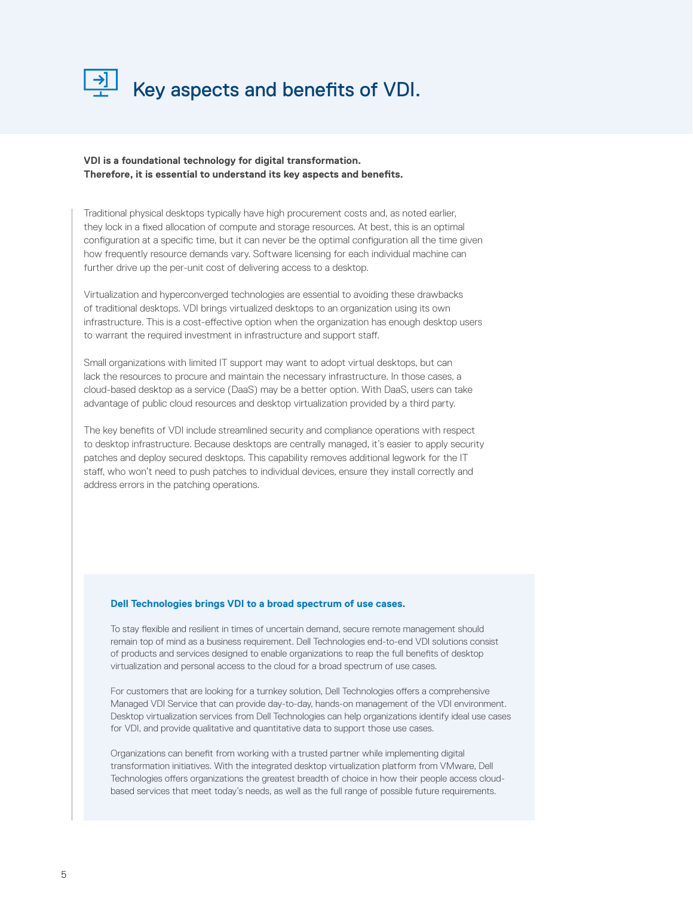# Key aspects and benefits of VDI.

**VDI is a foundational technology for digital transformation. Therefore, it is essential to understand its key aspects and benefits.**

Traditional physical desktops typically have high procurement costs and, as noted earlier, they lock in a fixed allocation of compute and storage resources. At best, this is an optimal configuration at a specific time, but it can never be the optimal configuration all the time given how frequently resource demands vary. Software licensing for each individual machine can further drive up the per-unit cost of delivering access to a desktop.

Virtualization and hyperconverged technologies are essential to avoiding these drawbacks of traditional desktops. VDI brings virtualized desktops to an organization using its own infrastructure. This is a cost-effective option when the organization has enough desktop users to warrant the required investment in infrastructure and support staff.

Small organizations with limited IT support may want to adopt virtual desktops, but can lack the resources to procure and maintain the necessary infrastructure. In those cases, a cloud-based desktop as a service (DaaS) may be a better option. With DaaS, users can take advantage of public cloud resources and desktop virtualization provided by a third party.

The key benefits of VDI include streamlined security and compliance operations with respect to desktop infrastructure. Because desktops are centrally managed, it's easier to apply security patches and deploy secured desktops. This capability removes additional legwork for the IT staff, who won't need to push patches to individual devices, ensure they install correctly and address errors in the patching operations.

### Dell Technologies brings VDI to a broad spectrum of use cases.

To stay flexible and resilient in times of uncertain demand, secure remote management should remain top of mind as a business requirement. Dell Technologies end-to-end VDI solutions consist of products and services designed to enable organizations to reap the full benefits of desktop virtualization and personal access to the cloud for a broad spectrum of use cases.

For customers that are looking for a turnkey solution, Dell Technologies offers a comprehensive Managed VDI Service that can provide day-to-day, hands-on management of the VDI environment. Desktop virtualization services from Dell Technologies can help organizations identify ideal use cases for VDI, and provide qualitative and quantitative data to support those use cases.

Organizations can benefit from working with a trusted partner while implementing digital transformation initiatives. With the integrated desktop virtualization platform from VMware, Dell Technologies offers organizations the greatest breadth of choice in how their people access cloud-based services that meet today's needs, as well as the full range of possible future requirements.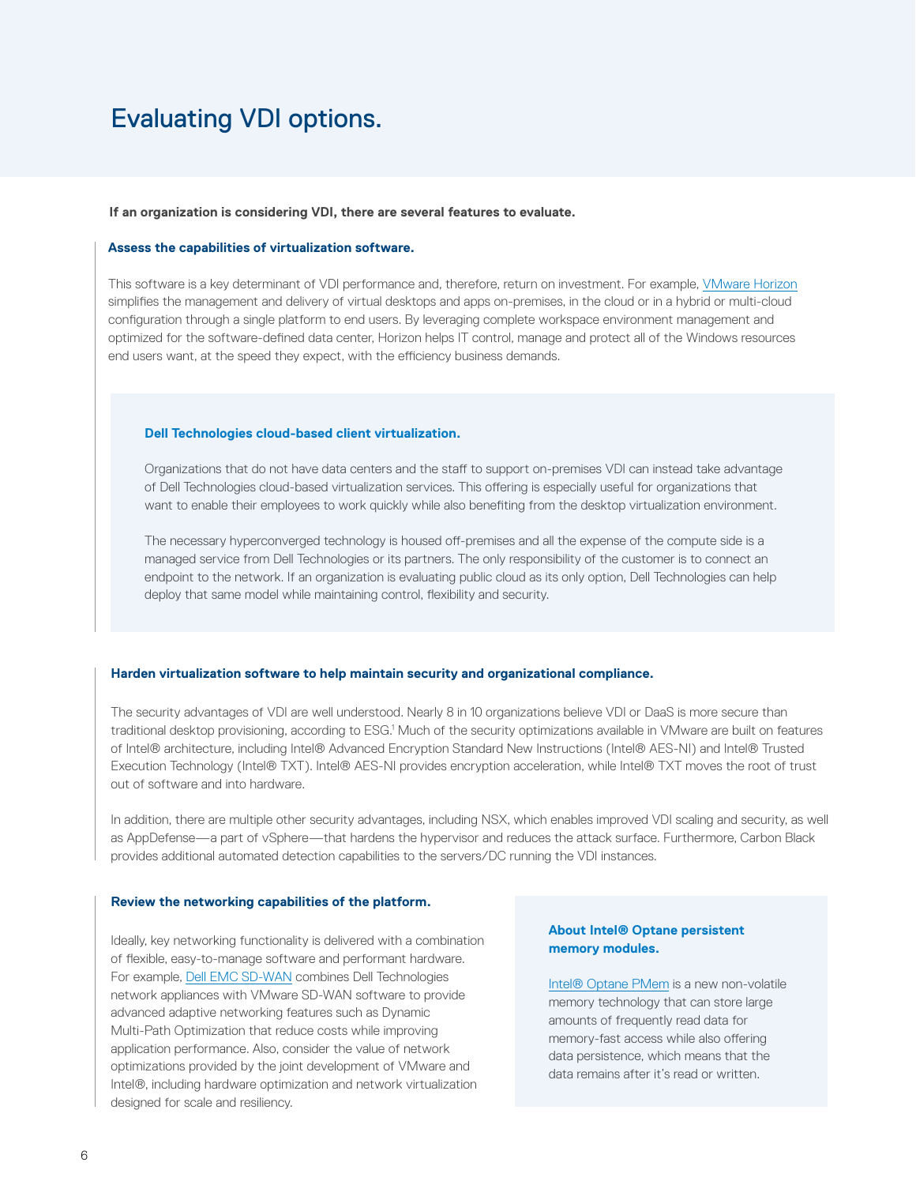# Evaluating VDI options.

**If an organization is considering VDI, there are several features to evaluate.**

### Assess the capabilities of virtualization software.

This software is a key determinant of VDI performance and, therefore, return on investment. For example, VMware Horizon simplifies the management and delivery of virtual desktops and apps on-premises, in the cloud or in a hybrid or multi-cloud configuration through a single platform to end users. By leveraging complete workspace environment management and optimized for the software-defined data center, Horizon helps IT control, manage and protect all of the Windows resources end users want, at the speed they expect, with the efficiency business demands.

#### Dell Technologies cloud-based client virtualization.

Organizations that do not have data centers and the staff to support on-premises VDI can instead take advantage of Dell Technologies cloud-based virtualization services. This offering is especially useful for organizations that want to enable their employees to work quickly while also benefiting from the desktop virtualization environment.

The necessary hyperconverged technology is housed off-premises and all the expense of the compute side is a managed service from Dell Technologies or its partners. The only responsibility of the customer is to connect an endpoint to the network. If an organization is evaluating public cloud as its only option, Dell Technologies can help deploy that same model while maintaining control, flexibility and security.

### Harden virtualization software to help maintain security and organizational compliance.

The security advantages of VDI are well understood. Nearly 8 in 10 organizations believe VDI or DaaS is more secure than traditional desktop provisioning, according to ESG.[1] Much of the security optimizations available in VMware are built on features of Intel® architecture, including Intel® Advanced Encryption Standard New Instructions (Intel® AES-NI) and Intel® Trusted Execution Technology (Intel® TXT). Intel® AES-NI provides encryption acceleration, while Intel® TXT moves the root of trust out of software and into hardware.

In addition, there are multiple other security advantages, including NSX, which enables improved VDI scaling and security, as well as AppDefense—a part of vSphere—that hardens the hypervisor and reduces the attack surface. Furthermore, Carbon Black provides additional automated detection capabilities to the servers/DC running the VDI instances.

### Review the networking capabilities of the platform.

Ideally, key networking functionality is delivered with a combination of flexible, easy-to-manage software and performant hardware. For example, Dell EMC SD-WAN combines Dell Technologies network appliances with VMware SD-WAN software to provide advanced adaptive networking features such as Dynamic Multi-Path Optimization that reduce costs while improving application performance. Also, consider the value of network optimizations provided by the joint development of VMware and Intel®, including hardware optimization and network virtualization designed for scale and resiliency.

#### About Intel® Optane persistent memory modules.

Intel® Optane PMem is a new non-volatile memory technology that can store large amounts of frequently read data for memory-fast access while also offering data persistence, which means that the data remains after it's read or written.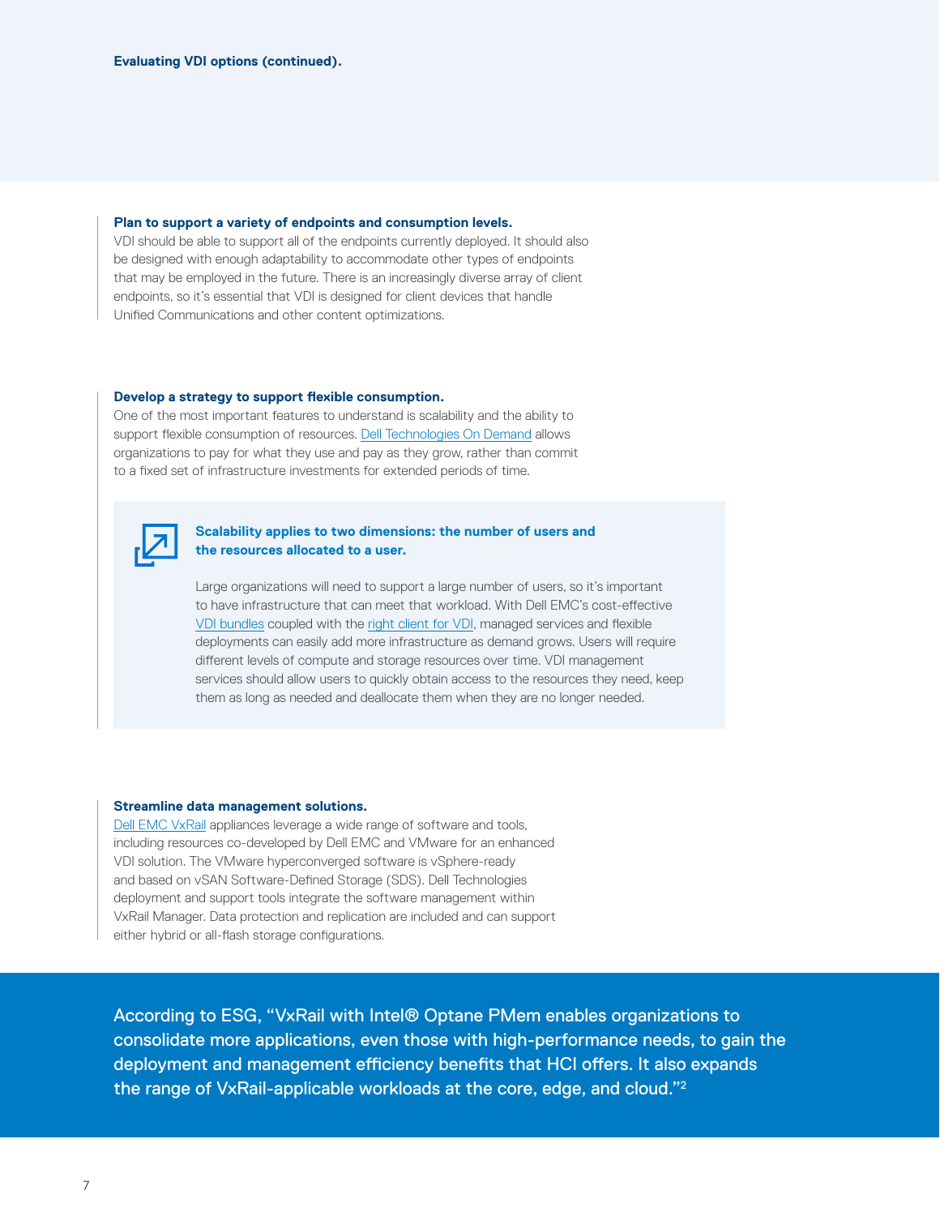**Evaluating VDI options (continued).**

**Plan to support a variety of endpoints and consumption levels.**
VDI should be able to support all of the endpoints currently deployed. It should also be designed with enough adaptability to accommodate other types of endpoints that may be employed in the future. There is an increasingly diverse array of client endpoints, so it's essential that VDI is designed for client devices that handle Unified Communications and other content optimizations.

**Develop a strategy to support flexible consumption.**
One of the most important features to understand is scalability and the ability to support flexible consumption of resources. Dell Technologies On Demand allows organizations to pay for what they use and pay as they grow, rather than commit to a fixed set of infrastructure investments for extended periods of time.

**Scalability applies to two dimensions: the number of users and the resources allocated to a user.**

Large organizations will need to support a large number of users, so it's important to have infrastructure that can meet that workload. With Dell EMC's cost-effective VDI bundles coupled with the right client for VDI, managed services and flexible deployments can easily add more infrastructure as demand grows. Users will require different levels of compute and storage resources over time. VDI management services should allow users to quickly obtain access to the resources they need, keep them as long as needed and deallocate them when they are no longer needed.

**Streamline data management solutions.**
Dell EMC VxRail appliances leverage a wide range of software and tools, including resources co-developed by Dell EMC and VMware for an enhanced VDI solution. The VMware hyperconverged software is vSphere-ready and based on vSAN Software-Defined Storage (SDS). Dell Technologies deployment and support tools integrate the software management within VxRail Manager. Data protection and replication are included and can support either hybrid or all-flash storage configurations.

According to ESG, "VxRail with Intel® Optane PMem enables organizations to consolidate more applications, even those with high-performance needs, to gain the deployment and management efficiency benefits that HCI offers. It also expands the range of VxRail-applicable workloads at the core, edge, and cloud."[2]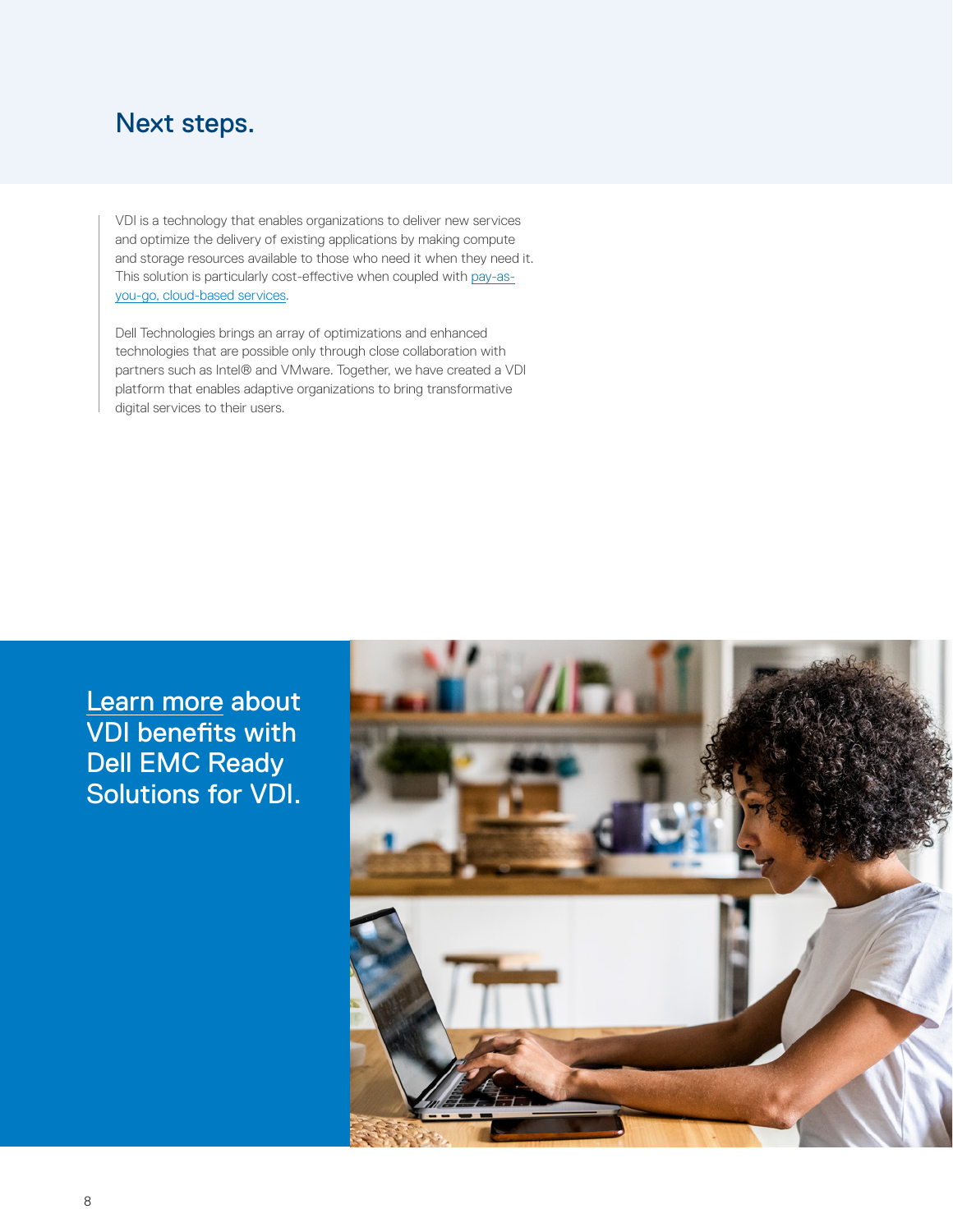# Next steps.

VDI is a technology that enables organizations to deliver new services and optimize the delivery of existing applications by making compute and storage resources available to those who need it when they need it. This solution is particularly cost-effective when coupled with pay-as-you-go, cloud-based services.

Dell Technologies brings an array of optimizations and enhanced technologies that are possible only through close collaboration with partners such as Intel® and VMware. Together, we have created a VDI platform that enables adaptive organizations to bring transformative digital services to their users.

Learn more about VDI benefits with Dell EMC Ready Solutions for VDI.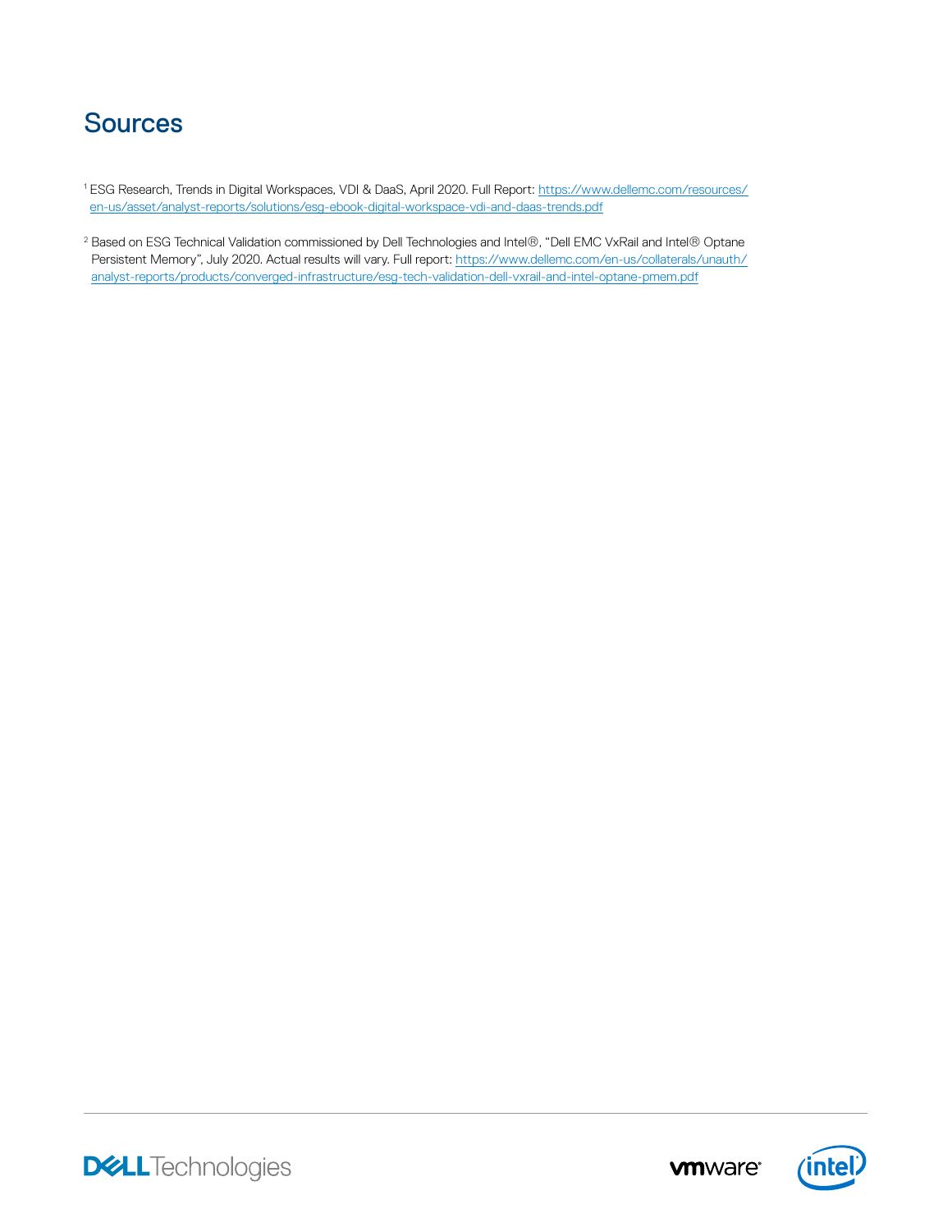# Sources

[1] ESG Research, Trends in Digital Workspaces, VDI & DaaS, April 2020. Full Report: https://www.dellemc.com/resources/en-us/asset/analyst-reports/solutions/esg-ebook-digital-workspace-vdi-and-daas-trends.pdf

[2] Based on ESG Technical Validation commissioned by Dell Technologies and Intel®, "Dell EMC VxRail and Intel® Optane Persistent Memory", July 2020. Actual results will vary. Full report: https://www.dellemc.com/en-us/collaterals/unauth/analyst-reports/products/converged-infrastructure/esg-tech-validation-dell-vxrail-and-intel-optane-pmem.pdf